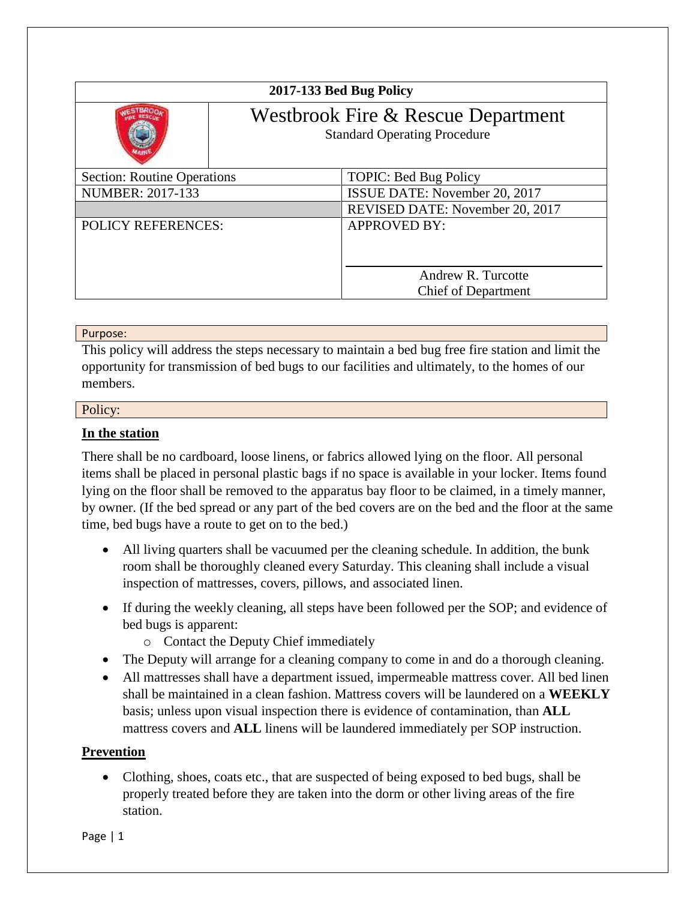| 2017-133 Bed Bug Policy | |
|---|---|
| | Westbrook Fire & Rescue Department<br>Standard Operating Procedure |
| Section: Routine Operations | TOPIC: Bed Bug Policy |
| NUMBER: 2017-133 | ISSUE DATE: November 20, 2017 |
| | REVISED DATE: November 20, 2017 |
| POLICY REFERENCES: | APPROVED BY:<br><br>Andrew R. Turcotte<br>Chief of Department |

## Purpose:

This policy will address the steps necessary to maintain a bed bug free fire station and limit the opportunity for transmission of bed bugs to our facilities and ultimately, to the homes of our members.

## Policy:

### In the station

There shall be no cardboard, loose linens, or fabrics allowed lying on the floor. All personal items shall be placed in personal plastic bags if no space is available in your locker. Items found lying on the floor shall be removed to the apparatus bay floor to be claimed, in a timely manner, by owner. (If the bed spread or any part of the bed covers are on the bed and the floor at the same time, bed bugs have a route to get on to the bed.)

- All living quarters shall be vacuumed per the cleaning schedule. In addition, the bunk room shall be thoroughly cleaned every Saturday. This cleaning shall include a visual inspection of mattresses, covers, pillows, and associated linen.
- If during the weekly cleaning, all steps have been followed per the SOP; and evidence of bed bugs is apparent:
  - Contact the Deputy Chief immediately
- The Deputy will arrange for a cleaning company to come in and do a thorough cleaning.
- All mattresses shall have a department issued, impermeable mattress cover. All bed linen shall be maintained in a clean fashion. Mattress covers will be laundered on a **WEEKLY** basis; unless upon visual inspection there is evidence of contamination, than **ALL** mattress covers and **ALL** linens will be laundered immediately per SOP instruction.

### Prevention

- Clothing, shoes, coats etc., that are suspected of being exposed to bed bugs, shall be properly treated before they are taken into the dorm or other living areas of the fire station.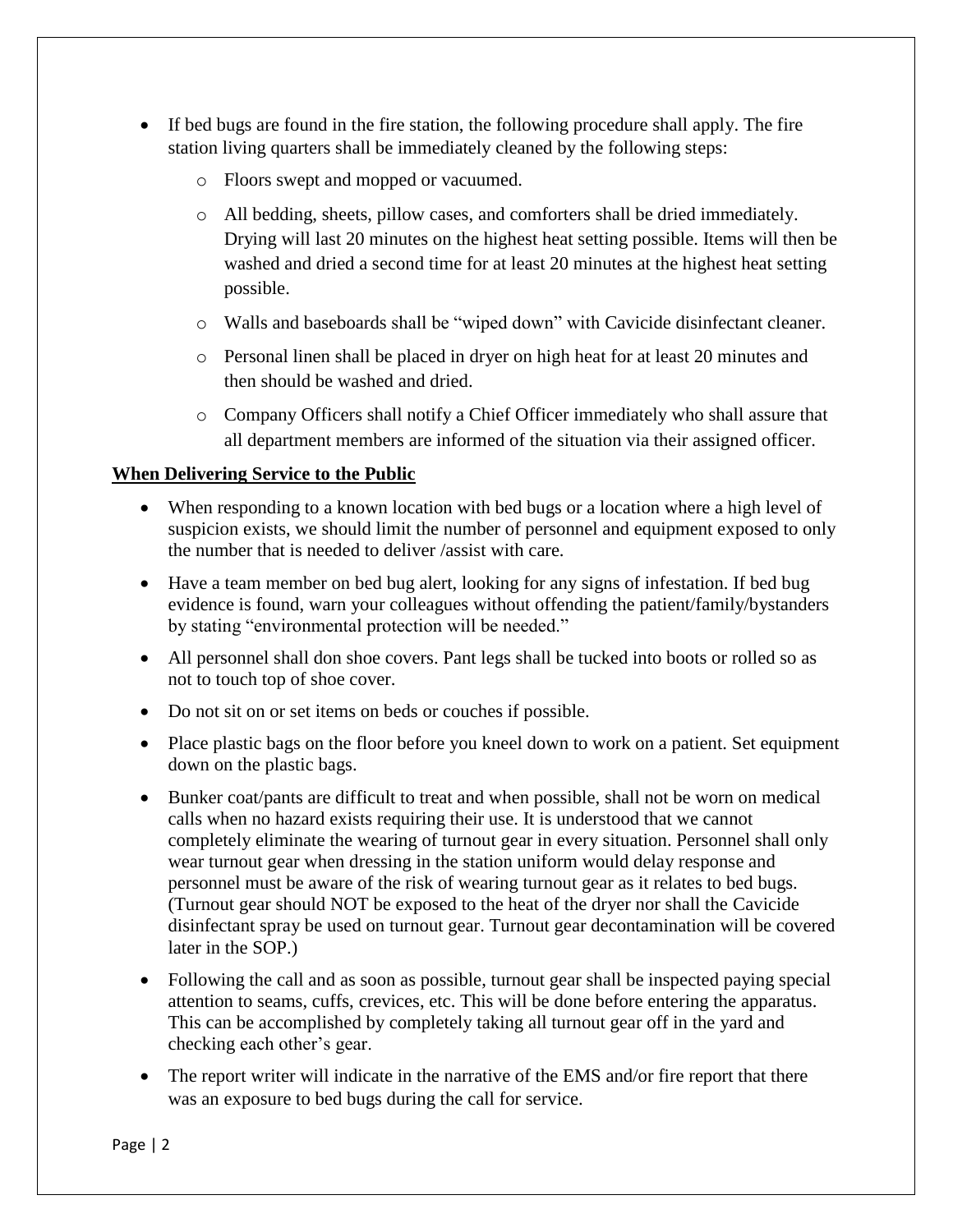- If bed bugs are found in the fire station, the following procedure shall apply. The fire station living quarters shall be immediately cleaned by the following steps:
  - Floors swept and mopped or vacuumed.
  - All bedding, sheets, pillow cases, and comforters shall be dried immediately. Drying will last 20 minutes on the highest heat setting possible. Items will then be washed and dried a second time for at least 20 minutes at the highest heat setting possible.
  - Walls and baseboards shall be "wiped down" with Cavicide disinfectant cleaner.
  - Personal linen shall be placed in dryer on high heat for at least 20 minutes and then should be washed and dried.
  - Company Officers shall notify a Chief Officer immediately who shall assure that all department members are informed of the situation via their assigned officer.

**When Delivering Service to the Public**

- When responding to a known location with bed bugs or a location where a high level of suspicion exists, we should limit the number of personnel and equipment exposed to only the number that is needed to deliver /assist with care.
- Have a team member on bed bug alert, looking for any signs of infestation. If bed bug evidence is found, warn your colleagues without offending the patient/family/bystanders by stating "environmental protection will be needed."
- All personnel shall don shoe covers. Pant legs shall be tucked into boots or rolled so as not to touch top of shoe cover.
- Do not sit on or set items on beds or couches if possible.
- Place plastic bags on the floor before you kneel down to work on a patient. Set equipment down on the plastic bags.
- Bunker coat/pants are difficult to treat and when possible, shall not be worn on medical calls when no hazard exists requiring their use. It is understood that we cannot completely eliminate the wearing of turnout gear in every situation. Personnel shall only wear turnout gear when dressing in the station uniform would delay response and personnel must be aware of the risk of wearing turnout gear as it relates to bed bugs. (Turnout gear should NOT be exposed to the heat of the dryer nor shall the Cavicide disinfectant spray be used on turnout gear. Turnout gear decontamination will be covered later in the SOP.)
- Following the call and as soon as possible, turnout gear shall be inspected paying special attention to seams, cuffs, crevices, etc. This will be done before entering the apparatus. This can be accomplished by completely taking all turnout gear off in the yard and checking each other's gear.
- The report writer will indicate in the narrative of the EMS and/or fire report that there was an exposure to bed bugs during the call for service.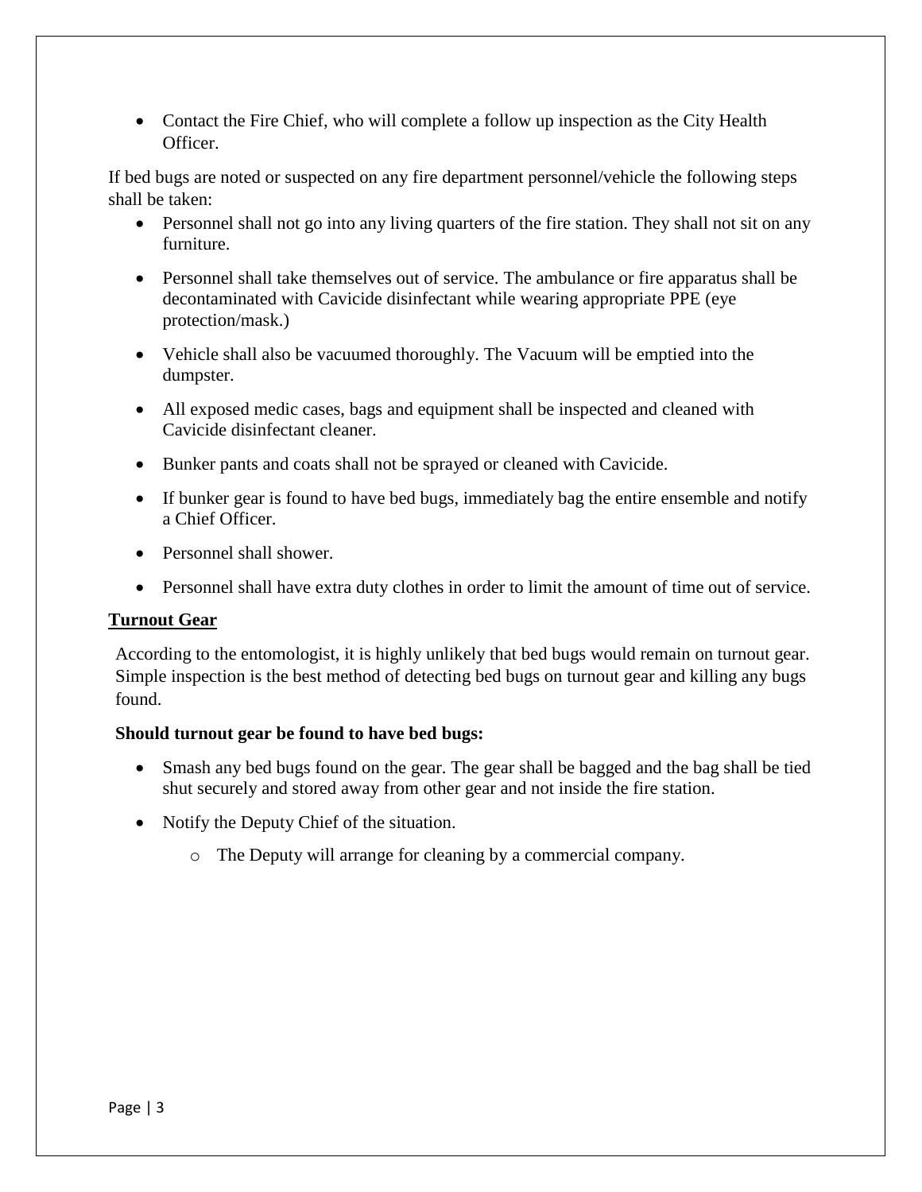- Contact the Fire Chief, who will complete a follow up inspection as the City Health Officer.

If bed bugs are noted or suspected on any fire department personnel/vehicle the following steps shall be taken:

- Personnel shall not go into any living quarters of the fire station. They shall not sit on any furniture.
- Personnel shall take themselves out of service. The ambulance or fire apparatus shall be decontaminated with Cavicide disinfectant while wearing appropriate PPE (eye protection/mask.)
- Vehicle shall also be vacuumed thoroughly. The Vacuum will be emptied into the dumpster.
- All exposed medic cases, bags and equipment shall be inspected and cleaned with Cavicide disinfectant cleaner.
- Bunker pants and coats shall not be sprayed or cleaned with Cavicide.
- If bunker gear is found to have bed bugs, immediately bag the entire ensemble and notify a Chief Officer.
- Personnel shall shower.
- Personnel shall have extra duty clothes in order to limit the amount of time out of service.

## Turnout Gear

According to the entomologist, it is highly unlikely that bed bugs would remain on turnout gear. Simple inspection is the best method of detecting bed bugs on turnout gear and killing any bugs found.

**Should turnout gear be found to have bed bugs:**

- Smash any bed bugs found on the gear. The gear shall be bagged and the bag shall be tied shut securely and stored away from other gear and not inside the fire station.
- Notify the Deputy Chief of the situation.
    - The Deputy will arrange for cleaning by a commercial company.